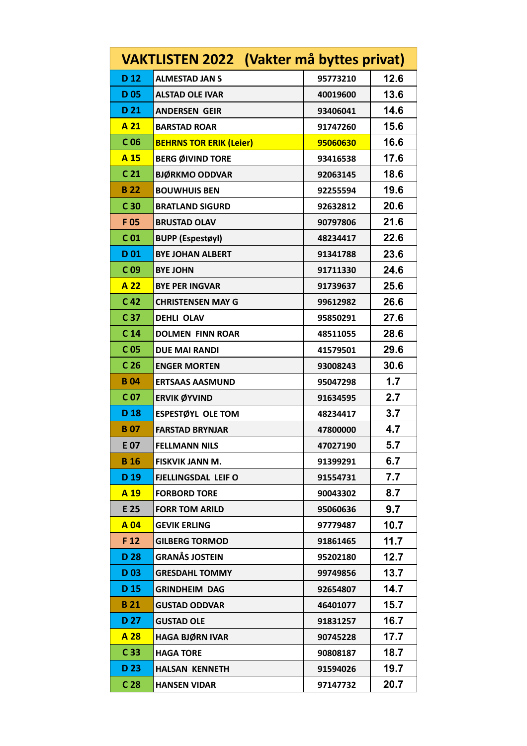# VAKTLISTEN 2022 (Vakter må byttes privat)

| | | | |
|---|---|---|---|
| D 12 | ALMESTAD JAN S | 95773210 | 12.6 |
| D 05 | ALSTAD OLE IVAR | 40019600 | 13.6 |
| D 21 | ANDERSEN GEIR | 93406041 | 14.6 |
| A 21 | BARSTAD ROAR | 91747260 | 15.6 |
| C 06 | BEHRNS TOR ERIK (Leier) | 95060630 | 16.6 |
| A 15 | BERG ØIVIND TORE | 93416538 | 17.6 |
| C 21 | BJØRKMO ODDVAR | 92063145 | 18.6 |
| B 22 | BOUWHUIS BEN | 92255594 | 19.6 |
| C 30 | BRATLAND SIGURD | 92632812 | 20.6 |
| F 05 | BRUSTAD OLAV | 90797806 | 21.6 |
| C 01 | BUPP (Espestøyl) | 48234417 | 22.6 |
| D 01 | BYE JOHAN ALBERT | 91341788 | 23.6 |
| C 09 | BYE JOHN | 91711330 | 24.6 |
| A 22 | BYE PER INGVAR | 91739637 | 25.6 |
| C 42 | CHRISTENSEN MAY G | 99612982 | 26.6 |
| C 37 | DEHLI OLAV | 95850291 | 27.6 |
| C 14 | DOLMEN FINN ROAR | 48511055 | 28.6 |
| C 05 | DUE MAI RANDI | 41579501 | 29.6 |
| C 26 | ENGER MORTEN | 93008243 | 30.6 |
| B 04 | ERTSAAS AASMUND | 95047298 | 1.7 |
| C 07 | ERVIK ØYVIND | 91634595 | 2.7 |
| D 18 | ESPESTØYL OLE TOM | 48234417 | 3.7 |
| B 07 | FARSTAD BRYNJAR | 47800000 | 4.7 |
| E 07 | FELLMANN NILS | 47027190 | 5.7 |
| B 16 | FISKVIK JANN M. | 91399291 | 6.7 |
| D 19 | FJELLINGSDAL LEIF O | 91554731 | 7.7 |
| A 19 | FORBORD TORE | 90043302 | 8.7 |
| E 25 | FORR TOM ARILD | 95060636 | 9.7 |
| A 04 | GEVIK ERLING | 97779487 | 10.7 |
| F 12 | GILBERG TORMOD | 91861465 | 11.7 |
| D 28 | GRANÅS JOSTEIN | 95202180 | 12.7 |
| D 03 | GRESDAHL TOMMY | 99749856 | 13.7 |
| D 15 | GRINDHEIM DAG | 92654807 | 14.7 |
| B 21 | GUSTAD ODDVAR | 46401077 | 15.7 |
| D 27 | GUSTAD OLE | 91831257 | 16.7 |
| A 28 | HAGA BJØRN IVAR | 90745228 | 17.7 |
| C 33 | HAGA TORE | 90808187 | 18.7 |
| D 23 | HALSAN KENNETH | 91594026 | 19.7 |
| C 28 | HANSEN VIDAR | 97147732 | 20.7 |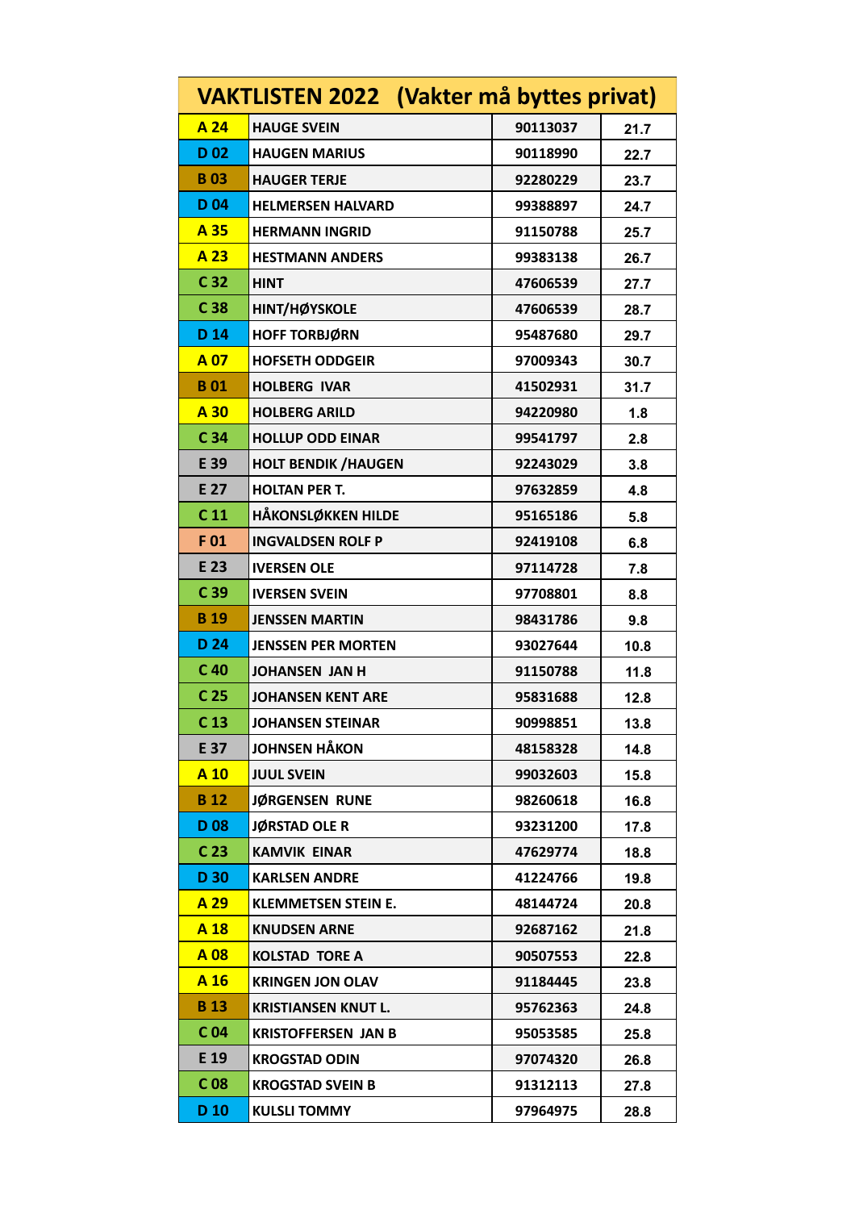| VAKTLISTEN 2022 (Vakter må byttes privat) | | | |
|---|---|---|---|
| A 24 | HAUGE SVEIN | 90113037 | 21.7 |
| D 02 | HAUGEN MARIUS | 90118990 | 22.7 |
| B 03 | HAUGER TERJE | 92280229 | 23.7 |
| D 04 | HELMERSEN HALVARD | 99388897 | 24.7 |
| A 35 | HERMANN INGRID | 91150788 | 25.7 |
| A 23 | HESTMANN ANDERS | 99383138 | 26.7 |
| C 32 | HINT | 47606539 | 27.7 |
| C 38 | HINT/HØYSKOLE | 47606539 | 28.7 |
| D 14 | HOFF TORBJØRN | 95487680 | 29.7 |
| A 07 | HOFSETH ODDGEIR | 97009343 | 30.7 |
| B 01 | HOLBERG IVAR | 41502931 | 31.7 |
| A 30 | HOLBERG ARILD | 94220980 | 1.8 |
| C 34 | HOLLUP ODD EINAR | 99541797 | 2.8 |
| E 39 | HOLT BENDIK /HAUGEN | 92243029 | 3.8 |
| E 27 | HOLTAN PER T. | 97632859 | 4.8 |
| C 11 | HÅKONSLØKKEN HILDE | 95165186 | 5.8 |
| F 01 | INGVALDSEN ROLF P | 92419108 | 6.8 |
| E 23 | IVERSEN OLE | 97114728 | 7.8 |
| C 39 | IVERSEN SVEIN | 97708801 | 8.8 |
| B 19 | JENSSEN MARTIN | 98431786 | 9.8 |
| D 24 | JENSSEN PER MORTEN | 93027644 | 10.8 |
| C 40 | JOHANSEN JAN H | 91150788 | 11.8 |
| C 25 | JOHANSEN KENT ARE | 95831688 | 12.8 |
| C 13 | JOHANSEN STEINAR | 90998851 | 13.8 |
| E 37 | JOHNSEN HÅKON | 48158328 | 14.8 |
| A 10 | JUUL SVEIN | 99032603 | 15.8 |
| B 12 | JØRGENSEN RUNE | 98260618 | 16.8 |
| D 08 | JØRSTAD OLE R | 93231200 | 17.8 |
| C 23 | KAMVIK EINAR | 47629774 | 18.8 |
| D 30 | KARLSEN ANDRE | 41224766 | 19.8 |
| A 29 | KLEMMETSEN STEIN E. | 48144724 | 20.8 |
| A 18 | KNUDSEN ARNE | 92687162 | 21.8 |
| A 08 | KOLSTAD TORE A | 90507553 | 22.8 |
| A 16 | KRINGEN JON OLAV | 91184445 | 23.8 |
| B 13 | KRISTIANSEN KNUT L. | 95762363 | 24.8 |
| C 04 | KRISTOFFERSEN JAN B | 95053585 | 25.8 |
| E 19 | KROGSTAD ODIN | 97074320 | 26.8 |
| C 08 | KROGSTAD SVEIN B | 91312113 | 27.8 |
| D 10 | KULSLI TOMMY | 97964975 | 28.8 |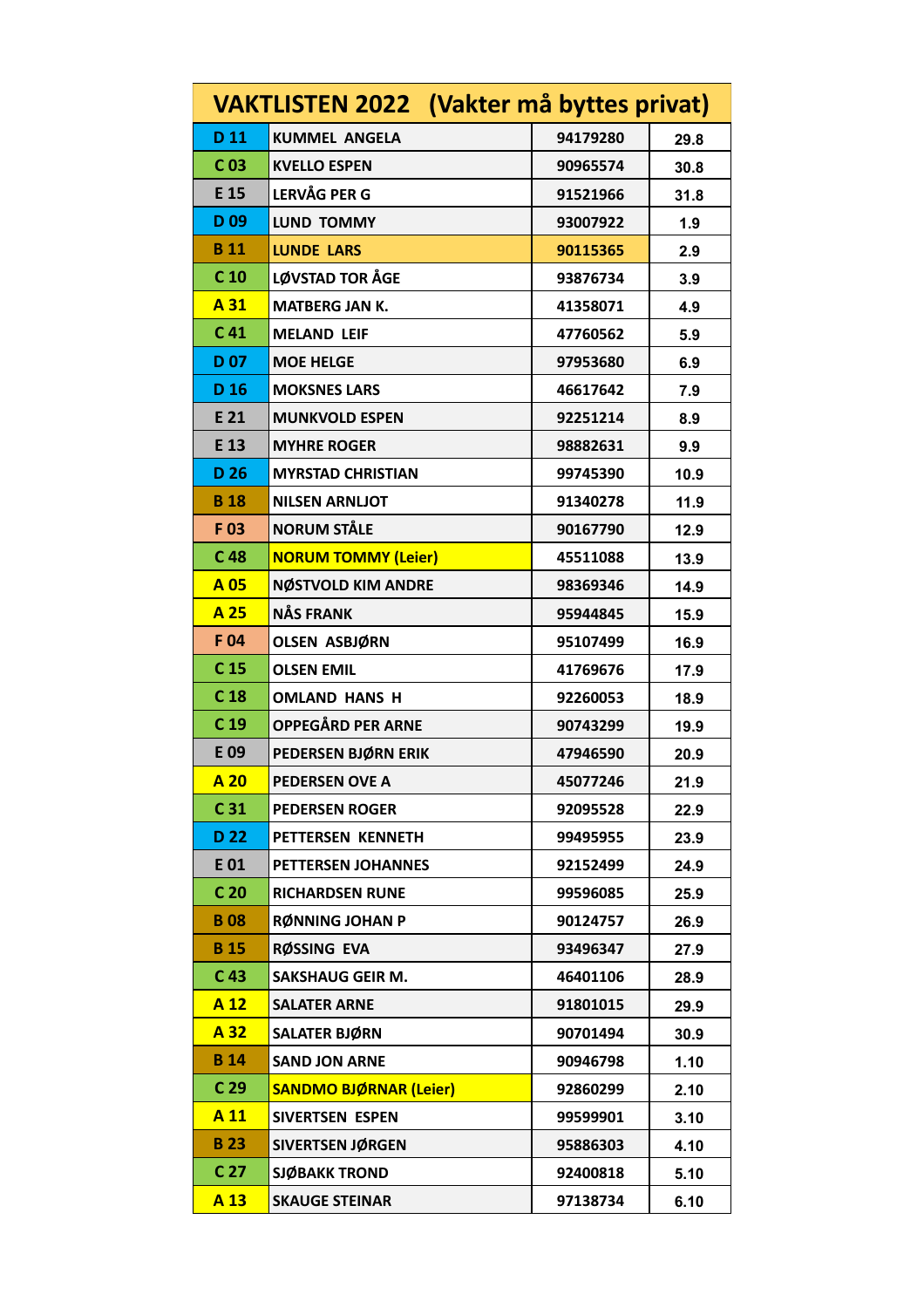| VAKTLISTEN 2022 (Vakter må byttes privat) | | | |
|---|---|---|---|
| D 11 | KUMMEL ANGELA | 94179280 | 29.8 |
| C 03 | KVELLO ESPEN | 90965574 | 30.8 |
| E 15 | LERVÅG PER G | 91521966 | 31.8 |
| D 09 | LUND TOMMY | 93007922 | 1.9 |
| B 11 | LUNDE LARS | 90115365 | 2.9 |
| C 10 | LØVSTAD TOR ÅGE | 93876734 | 3.9 |
| A 31 | MATBERG JAN K. | 41358071 | 4.9 |
| C 41 | MELAND LEIF | 47760562 | 5.9 |
| D 07 | MOE HELGE | 97953680 | 6.9 |
| D 16 | MOKSNES LARS | 46617642 | 7.9 |
| E 21 | MUNKVOLD ESPEN | 92251214 | 8.9 |
| E 13 | MYHRE ROGER | 98882631 | 9.9 |
| D 26 | MYRSTAD CHRISTIAN | 99745390 | 10.9 |
| B 18 | NILSEN ARNLJOT | 91340278 | 11.9 |
| F 03 | NORUM STÅLE | 90167790 | 12.9 |
| C 48 | NORUM TOMMY (Leier) | 45511088 | 13.9 |
| A 05 | NØSTVOLD KIM ANDRE | 98369346 | 14.9 |
| A 25 | NÅS FRANK | 95944845 | 15.9 |
| F 04 | OLSEN ASBJØRN | 95107499 | 16.9 |
| C 15 | OLSEN EMIL | 41769676 | 17.9 |
| C 18 | OMLAND HANS H | 92260053 | 18.9 |
| C 19 | OPPEGÅRD PER ARNE | 90743299 | 19.9 |
| E 09 | PEDERSEN BJØRN ERIK | 47946590 | 20.9 |
| A 20 | PEDERSEN OVE A | 45077246 | 21.9 |
| C 31 | PEDERSEN ROGER | 92095528 | 22.9 |
| D 22 | PETTERSEN KENNETH | 99495955 | 23.9 |
| E 01 | PETTERSEN JOHANNES | 92152499 | 24.9 |
| C 20 | RICHARDSEN RUNE | 99596085 | 25.9 |
| B 08 | RØNNING JOHAN P | 90124757 | 26.9 |
| B 15 | RØSSING EVA | 93496347 | 27.9 |
| C 43 | SAKSHAUG GEIR M. | 46401106 | 28.9 |
| A 12 | SALATER ARNE | 91801015 | 29.9 |
| A 32 | SALATER BJØRN | 90701494 | 30.9 |
| B 14 | SAND JON ARNE | 90946798 | 1.10 |
| C 29 | SANDMO BJØRNAR (Leier) | 92860299 | 2.10 |
| A 11 | SIVERTSEN ESPEN | 99599901 | 3.10 |
| B 23 | SIVERTSEN JØRGEN | 95886303 | 4.10 |
| C 27 | SJØBAKK TROND | 92400818 | 5.10 |
| A 13 | SKAUGE STEINAR | 97138734 | 6.10 |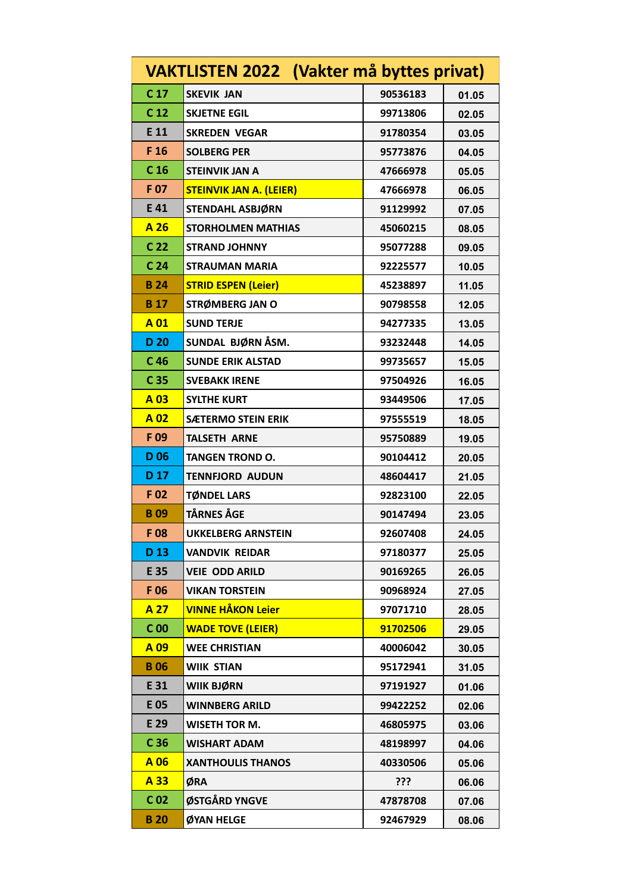# VAKTLISTEN 2022 (Vakter må byttes privat)

| | | | |
|---|---|---|---|
| C 17 | SKEVIK JAN | 90536183 | 01.05 |
| C 12 | SKJETNE EGIL | 99713806 | 02.05 |
| E 11 | SKREDEN VEGAR | 91780354 | 03.05 |
| F 16 | SOLBERG PER | 95773876 | 04.05 |
| C 16 | STEINVIK JAN A | 47666978 | 05.05 |
| F 07 | STEINVIK JAN A. (LEIER) | 47666978 | 06.05 |
| E 41 | STENDAHL ASBJØRN | 91129992 | 07.05 |
| A 26 | STORHOLMEN MATHIAS | 45060215 | 08.05 |
| C 22 | STRAND JOHNNY | 95077288 | 09.05 |
| C 24 | STRAUMAN MARIA | 92225577 | 10.05 |
| B 24 | STRID ESPEN (Leier) | 45238897 | 11.05 |
| B 17 | STRØMBERG JAN O | 90798558 | 12.05 |
| A 01 | SUND TERJE | 94277335 | 13.05 |
| D 20 | SUNDAL BJØRN ÅSM. | 93232448 | 14.05 |
| C 46 | SUNDE ERIK ALSTAD | 99735657 | 15.05 |
| C 35 | SVEBAKK IRENE | 97504926 | 16.05 |
| A 03 | SYLTHE KURT | 93449506 | 17.05 |
| A 02 | SÆTERMO STEIN ERIK | 97555519 | 18.05 |
| F 09 | TALSETH ARNE | 95750889 | 19.05 |
| D 06 | TANGEN TROND O. | 90104412 | 20.05 |
| D 17 | TENNFJORD AUDUN | 48604417 | 21.05 |
| F 02 | TØNDEL LARS | 92823100 | 22.05 |
| B 09 | TÅRNES ÅGE | 90147494 | 23.05 |
| F 08 | UKKELBERG ARNSTEIN | 92607408 | 24.05 |
| D 13 | VANDVIK REIDAR | 97180377 | 25.05 |
| E 35 | VEIE ODD ARILD | 90169265 | 26.05 |
| F 06 | VIKAN TORSTEIN | 90968924 | 27.05 |
| A 27 | VINNE HÅKON Leier | 97071710 | 28.05 |
| C 00 | WADE TOVE (LEIER) | 91702506 | 29.05 |
| A 09 | WEE CHRISTIAN | 40006042 | 30.05 |
| B 06 | WIIK STIAN | 95172941 | 31.05 |
| E 31 | WIIK BJØRN | 97191927 | 01.06 |
| E 05 | WINNBERG ARILD | 99422252 | 02.06 |
| E 29 | WISETH TOR M. | 46805975 | 03.06 |
| C 36 | WISHART ADAM | 48198997 | 04.06 |
| A 06 | XANTHOULIS THANOS | 40330506 | 05.06 |
| A 33 | ØRA | ??? | 06.06 |
| C 02 | ØSTGÅRD YNGVE | 47878708 | 07.06 |
| B 20 | ØYAN HELGE | 92467929 | 08.06 |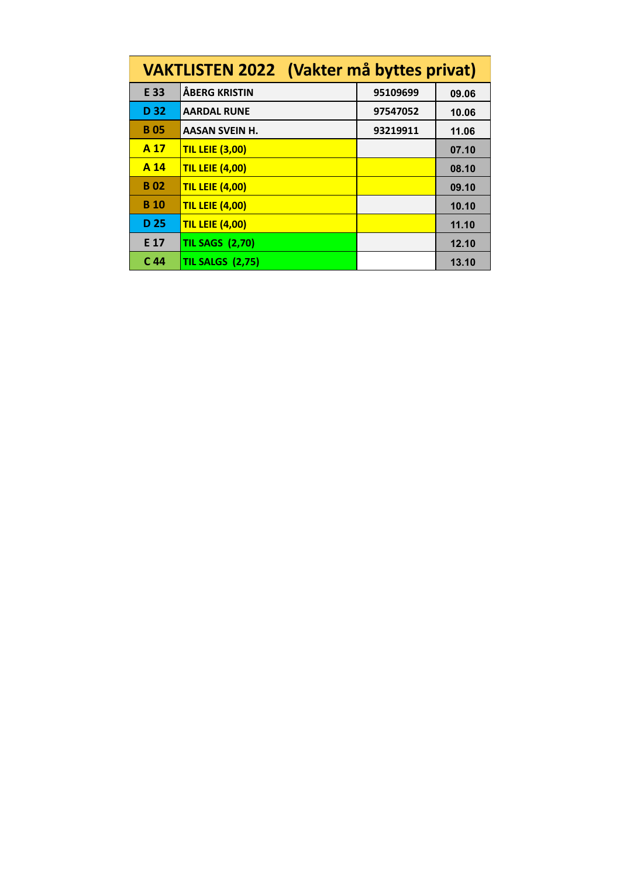| VAKTLISTEN 2022 (Vakter må byttes privat) | | | |
|---|---|---|---|
| E 33 | ÅBERG KRISTIN | 95109699 | 09.06 |
| D 32 | AARDAL RUNE | 97547052 | 10.06 |
| B 05 | AASAN SVEIN H. | 93219911 | 11.06 |
| A 17 | TIL LEIE (3,00) | | 07.10 |
| A 14 | TIL LEIE (4,00) | | 08.10 |
| B 02 | TIL LEIE (4,00) | | 09.10 |
| B 10 | TIL LEIE (4,00) | | 10.10 |
| D 25 | TIL LEIE (4,00) | | 11.10 |
| E 17 | TIL SAGS (2,70) | | 12.10 |
| C 44 | TIL SALGS (2,75) | | 13.10 |